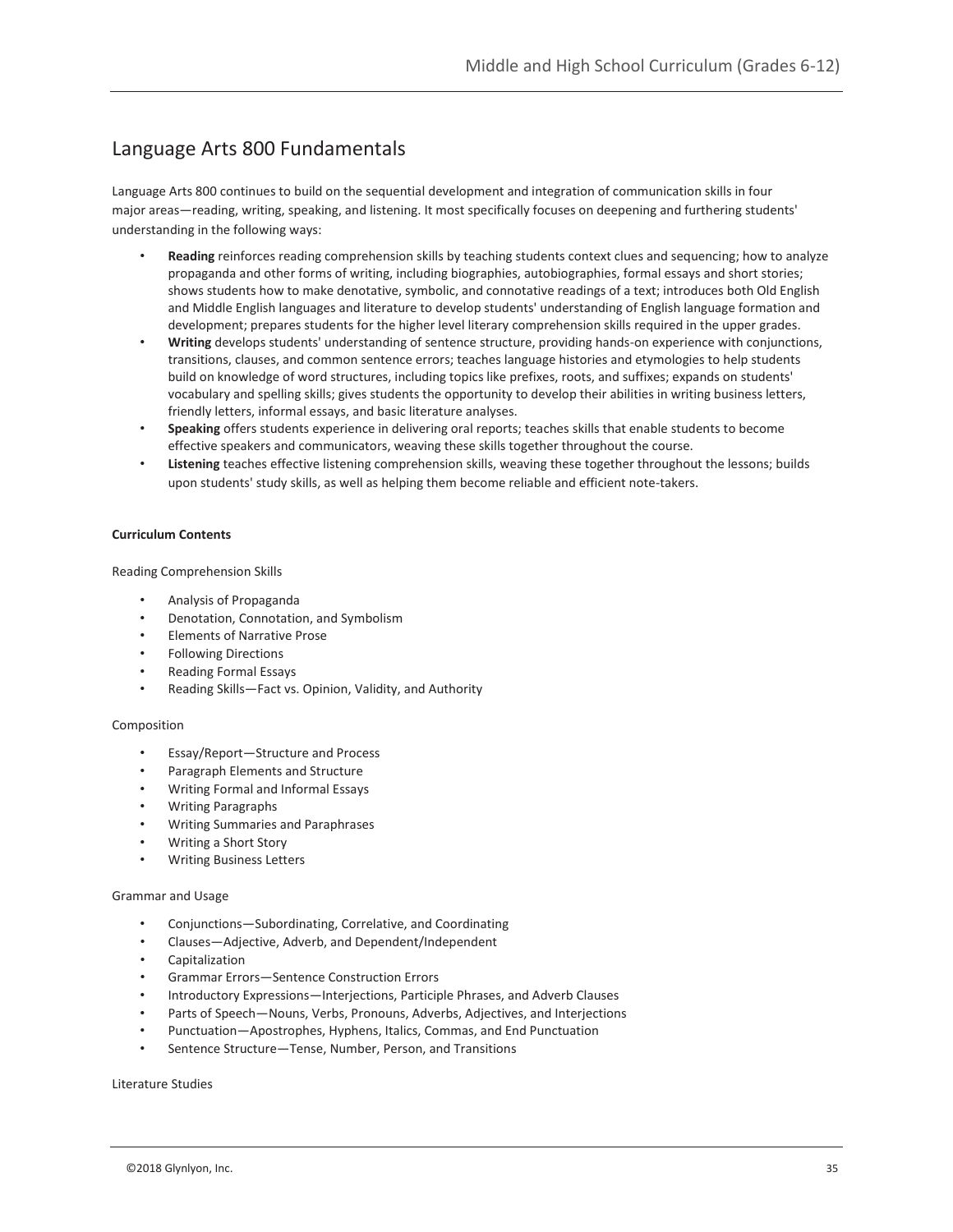# Language Arts 800 Fundamentals

Language Arts 800 continues to build on the sequential development and integration of communication skills in four major areas—reading, writing, speaking, and listening. It most specifically focuses on deepening and furthering students' understanding in the following ways:

- **Reading** reinforces reading comprehension skills by teaching students context clues and sequencing; how to analyze propaganda and other forms of writing, including biographies, autobiographies, formal essays and short stories; shows students how to make denotative, symbolic, and connotative readings of a text; introduces both Old English and Middle English languages and literature to develop students' understanding of English language formation and development; prepares students for the higher level literary comprehension skills required in the upper grades.
- **Writing** develops students' understanding of sentence structure, providing hands-on experience with conjunctions, transitions, clauses, and common sentence errors; teaches language histories and etymologies to help students build on knowledge of word structures, including topics like prefixes, roots, and suffixes; expands on students' vocabulary and spelling skills; gives students the opportunity to develop their abilities in writing business letters, friendly letters, informal essays, and basic literature analyses.
- **Speaking** offers students experience in delivering oral reports; teaches skills that enable students to become effective speakers and communicators, weaving these skills together throughout the course.
- **Listening** teaches effective listening comprehension skills, weaving these together throughout the lessons; builds upon students' study skills, as well as helping them become reliable and efficient note-takers.

**Curriculum Contents**

Reading Comprehension Skills

- Analysis of Propaganda
- Denotation, Connotation, and Symbolism
- Elements of Narrative Prose
- Following Directions
- Reading Formal Essays
- Reading Skills—Fact vs. Opinion, Validity, and Authority

Composition

- Essay/Report—Structure and Process
- Paragraph Elements and Structure
- Writing Formal and Informal Essays
- Writing Paragraphs
- Writing Summaries and Paraphrases
- Writing a Short Story
- Writing Business Letters

Grammar and Usage

- Conjunctions—Subordinating, Correlative, and Coordinating
- Clauses—Adjective, Adverb, and Dependent/Independent
- Capitalization
- Grammar Errors—Sentence Construction Errors
- Introductory Expressions—Interjections, Participle Phrases, and Adverb Clauses
- Parts of Speech—Nouns, Verbs, Pronouns, Adverbs, Adjectives, and Interjections
- Punctuation—Apostrophes, Hyphens, Italics, Commas, and End Punctuation
- Sentence Structure—Tense, Number, Person, and Transitions

Literature Studies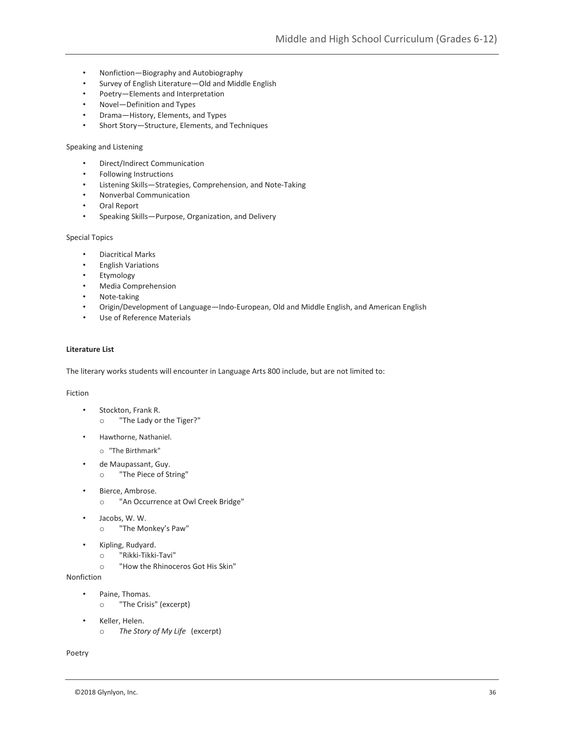- Nonfiction—Biography and Autobiography
- Survey of English Literature—Old and Middle English
- Poetry—Elements and Interpretation
- Novel—Definition and Types
- Drama—History, Elements, and Types
- Short Story—Structure, Elements, and Techniques

Speaking and Listening

- Direct/Indirect Communication
- Following Instructions
- Listening Skills—Strategies, Comprehension, and Note-Taking
- Nonverbal Communication
- Oral Report
- Speaking Skills—Purpose, Organization, and Delivery

Special Topics

- Diacritical Marks
- English Variations
- Etymology
- Media Comprehension
- Note-taking
- Origin/Development of Language—Indo-European, Old and Middle English, and American English
- Use of Reference Materials

**Literature List**

The literary works students will encounter in Language Arts 800 include, but are not limited to:

Fiction

- Stockton, Frank R.
  - "The Lady or the Tiger?"
- Hawthorne, Nathaniel.
  - "The Birthmark"
- de Maupassant, Guy.
  - "The Piece of String"
- Bierce, Ambrose.
  - "An Occurrence at Owl Creek Bridge"
- Jacobs, W. W.
  - "The Monkey's Paw"
- Kipling, Rudyard.
  - "Rikki-Tikki-Tavi"
  - "How the Rhinoceros Got His Skin"

Nonfiction

- Paine, Thomas.
  - "The Crisis" (excerpt)
- Keller, Helen.
  - *The Story of My Life* (excerpt)

Poetry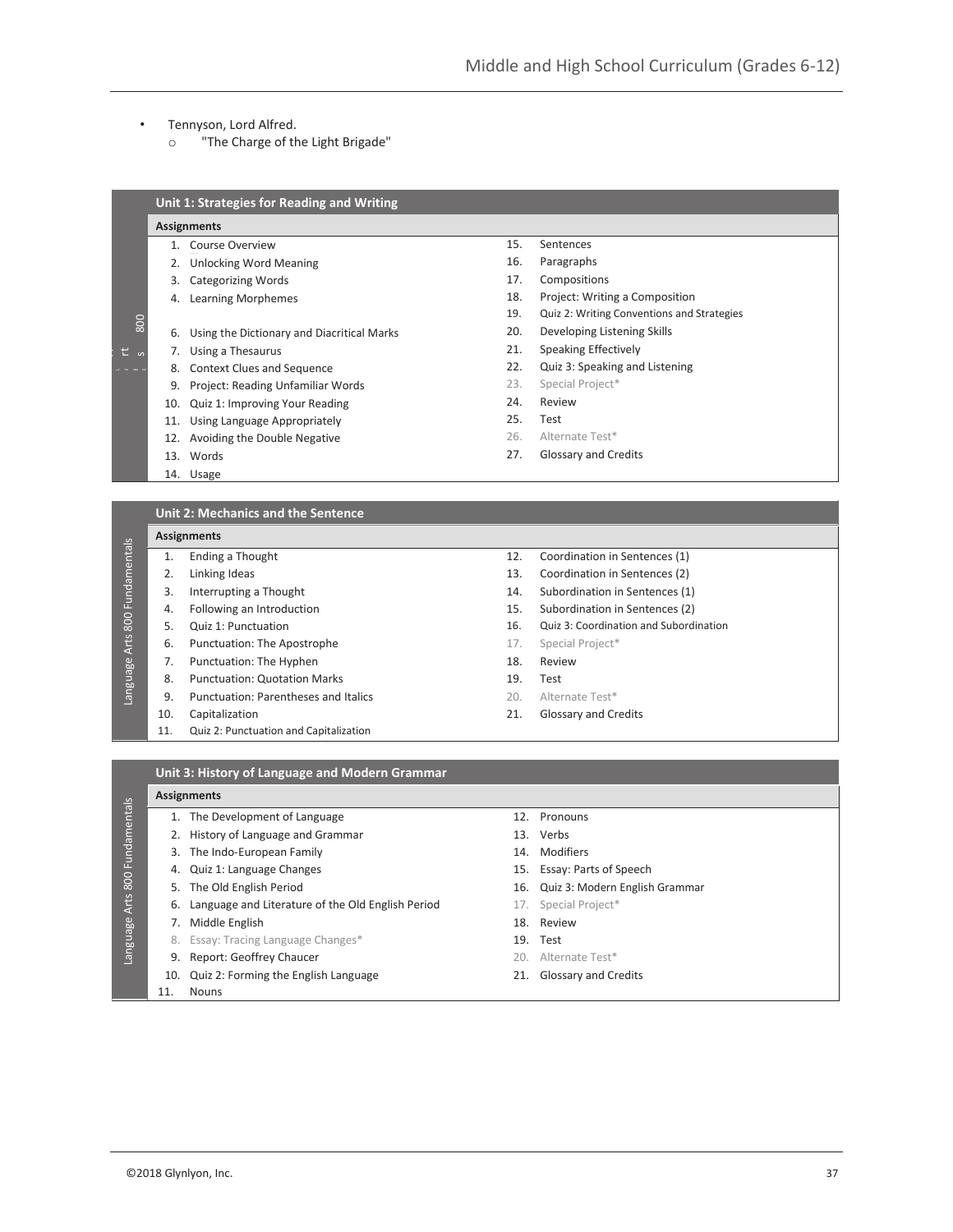- Tennyson, Lord Alfred.
  - "The Charge of the Light Brigade"

| Unit 1: Strategies for Reading and Writing | |
|---|---|
| **Assignments** | |
| 1. Course Overview | 15. Sentences |
| 2. Unlocking Word Meaning | 16. Paragraphs |
| 3. Categorizing Words | 17. Compositions |
| 4. Learning Morphemes | 18. Project: Writing a Composition |
| | 19. Quiz 2: Writing Conventions and Strategies |
| 6. Using the Dictionary and Diacritical Marks | 20. Developing Listening Skills |
| 7. Using a Thesaurus | 21. Speaking Effectively |
| 8. Context Clues and Sequence | 22. Quiz 3: Speaking and Listening |
| 9. Project: Reading Unfamiliar Words | 23. Special Project* |
| 10. Quiz 1: Improving Your Reading | 24. Review |
| 11. Using Language Appropriately | 25. Test |
| 12. Avoiding the Double Negative | 26. Alternate Test* |
| 13. Words | 27. Glossary and Credits |
| 14. Usage | |

| Unit 2: Mechanics and the Sentence | |
|---|---|
| **Assignments** | |
| 1. Ending a Thought | 12. Coordination in Sentences (1) |
| 2. Linking Ideas | 13. Coordination in Sentences (2) |
| 3. Interrupting a Thought | 14. Subordination in Sentences (1) |
| 4. Following an Introduction | 15. Subordination in Sentences (2) |
| 5. Quiz 1: Punctuation | 16. Quiz 3: Coordination and Subordination |
| 6. Punctuation: The Apostrophe | 17. Special Project* |
| 7. Punctuation: The Hyphen | 18. Review |
| 8. Punctuation: Quotation Marks | 19. Test |
| 9. Punctuation: Parentheses and Italics | 20. Alternate Test* |
| 10. Capitalization | 21. Glossary and Credits |
| 11. Quiz 2: Punctuation and Capitalization | |

| Unit 3: History of Language and Modern Grammar | |
|---|---|
| **Assignments** | |
| 1. The Development of Language | 12. Pronouns |
| 2. History of Language and Grammar | 13. Verbs |
| 3. The Indo-European Family | 14. Modifiers |
| 4. Quiz 1: Language Changes | 15. Essay: Parts of Speech |
| 5. The Old English Period | 16. Quiz 3: Modern English Grammar |
| 6. Language and Literature of the Old English Period | 17. Special Project* |
| 7. Middle English | 18. Review |
| 8. Essay: Tracing Language Changes* | 19. Test |
| 9. Report: Geoffrey Chaucer | 20. Alternate Test* |
| 10. Quiz 2: Forming the English Language | 21. Glossary and Credits |
| 11. Nouns | |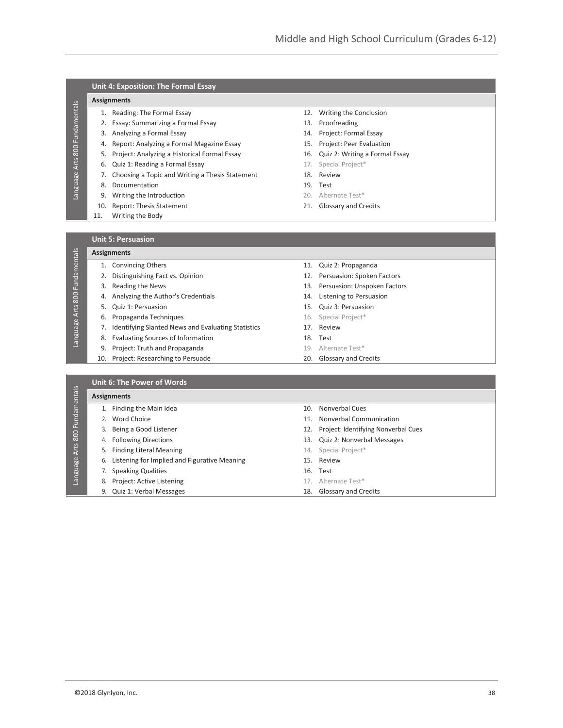Language Arts 800 Fundamentals

## Unit 4: Exposition: The Formal Essay

**Assignments**

1. Reading: The Formal Essay
2. Essay: Summarizing a Formal Essay
3. Analyzing a Formal Essay
4. Report: Analyzing a Formal Magazine Essay
5. Project: Analyzing a Historical Formal Essay
6. Quiz 1: Reading a Formal Essay
7. Choosing a Topic and Writing a Thesis Statement
8. Documentation
9. Writing the Introduction
10. Report: Thesis Statement
11. Writing the Body
12. Writing the Conclusion
13. Proofreading
14. Project: Formal Essay
15. Project: Peer Evaluation
16. Quiz 2: Writing a Formal Essay
17. Special Project*
18. Review
19. Test
20. Alternate Test*
21. Glossary and Credits

Language Arts 800 Fundamentals

## Unit 5: Persuasion

**Assignments**

1. Convincing Others
2. Distinguishing Fact vs. Opinion
3. Reading the News
4. Analyzing the Author's Credentials
5. Quiz 1: Persuasion
6. Propaganda Techniques
7. Identifying Slanted News and Evaluating Statistics
8. Evaluating Sources of Information
9. Project: Truth and Propaganda
10. Project: Researching to Persuade
11. Quiz 2: Propaganda
12. Persuasion: Spoken Factors
13. Persuasion: Unspoken Factors
14. Listening to Persuasion
15. Quiz 3: Persuasion
16. Special Project*
17. Review
18. Test
19. Alternate Test*
20. Glossary and Credits

Language Arts 800 Fundamentals

## Unit 6: The Power of Words

**Assignments**

1. Finding the Main Idea
2. Word Choice
3. Being a Good Listener
4. Following Directions
5. Finding Literal Meaning
6. Listening for Implied and Figurative Meaning
7. Speaking Qualities
8. Project: Active Listening
9. Quiz 1: Verbal Messages
10. Nonverbal Cues
11. Nonverbal Communication
12. Project: Identifying Nonverbal Cues
13. Quiz 2: Nonverbal Messages
14. Special Project*
15. Review
16. Test
17. Alternate Test*
18. Glossary and Credits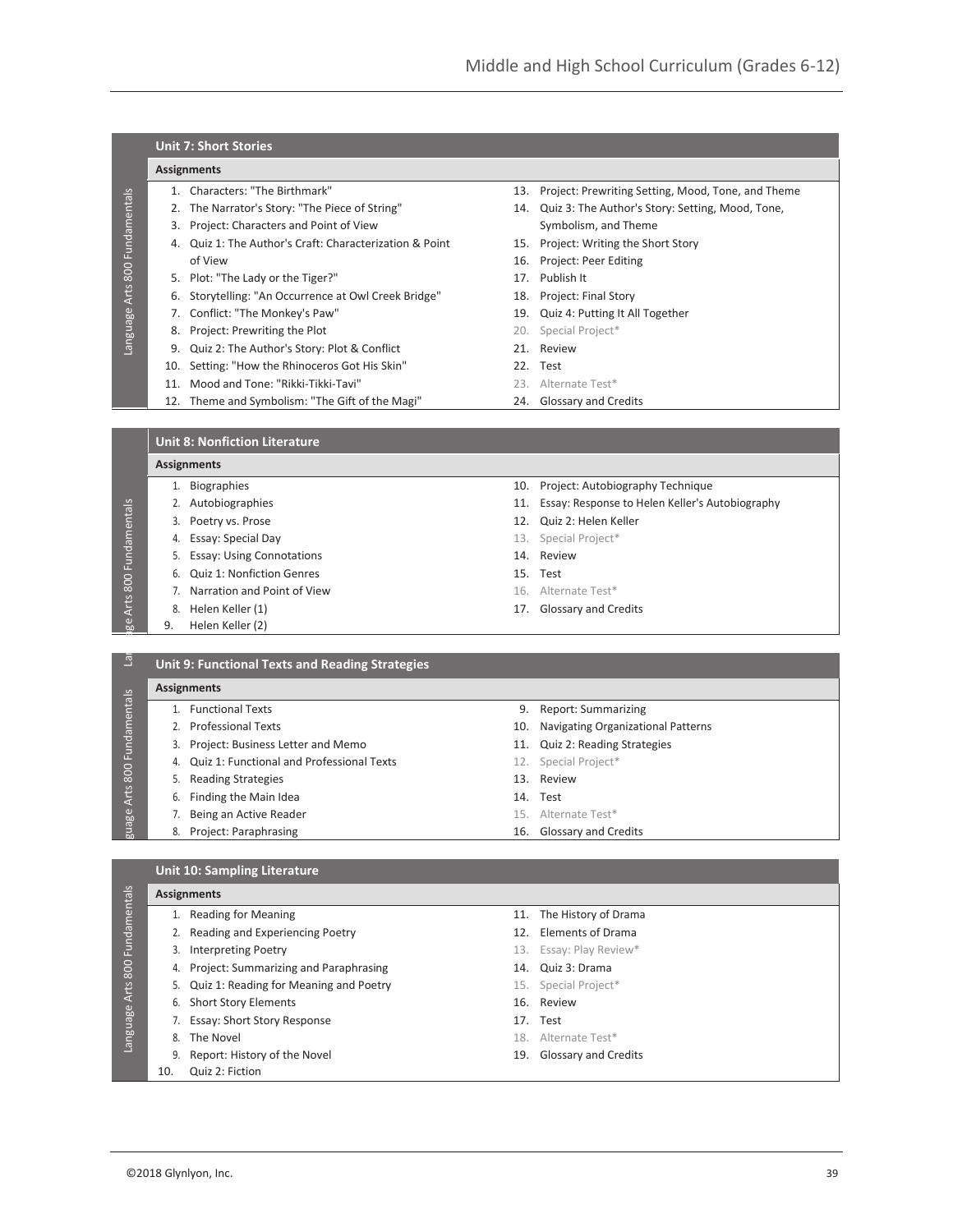## Unit 7: Short Stories

**Assignments**

1. Characters: "The Birthmark"
2. The Narrator's Story: "The Piece of String"
3. Project: Characters and Point of View
4. Quiz 1: The Author's Craft: Characterization & Point of View
5. Plot: "The Lady or the Tiger?"
6. Storytelling: "An Occurrence at Owl Creek Bridge"
7. Conflict: "The Monkey's Paw"
8. Project: Prewriting the Plot
9. Quiz 2: The Author's Story: Plot & Conflict
10. Setting: "How the Rhinoceros Got His Skin"
11. Mood and Tone: "Rikki-Tikki-Tavi"
12. Theme and Symbolism: "The Gift of the Magi"
13. Project: Prewriting Setting, Mood, Tone, and Theme
14. Quiz 3: The Author's Story: Setting, Mood, Tone, Symbolism, and Theme
15. Project: Writing the Short Story
16. Project: Peer Editing
17. Publish It
18. Project: Final Story
19. Quiz 4: Putting It All Together
20. Special Project*
21. Review
22. Test
23. Alternate Test*
24. Glossary and Credits

## Unit 8: Nonfiction Literature

**Assignments**

1. Biographies
2. Autobiographies
3. Poetry vs. Prose
4. Essay: Special Day
5. Essay: Using Connotations
6. Quiz 1: Nonfiction Genres
7. Narration and Point of View
8. Helen Keller (1)
9. Helen Keller (2)
10. Project: Autobiography Technique
11. Essay: Response to Helen Keller's Autobiography
12. Quiz 2: Helen Keller
13. Special Project*
14. Review
15. Test
16. Alternate Test*
17. Glossary and Credits

## Unit 9: Functional Texts and Reading Strategies

**Assignments**

1. Functional Texts
2. Professional Texts
3. Project: Business Letter and Memo
4. Quiz 1: Functional and Professional Texts
5. Reading Strategies
6. Finding the Main Idea
7. Being an Active Reader
8. Project: Paraphrasing
9. Report: Summarizing
10. Navigating Organizational Patterns
11. Quiz 2: Reading Strategies
12. Special Project*
13. Review
14. Test
15. Alternate Test*
16. Glossary and Credits

## Unit 10: Sampling Literature

**Assignments**

1. Reading for Meaning
2. Reading and Experiencing Poetry
3. Interpreting Poetry
4. Project: Summarizing and Paraphrasing
5. Quiz 1: Reading for Meaning and Poetry
6. Short Story Elements
7. Essay: Short Story Response
8. The Novel
9. Report: History of the Novel
10. Quiz 2: Fiction
11. The History of Drama
12. Elements of Drama
13. Essay: Play Review*
14. Quiz 3: Drama
15. Special Project*
16. Review
17. Test
18. Alternate Test*
19. Glossary and Credits